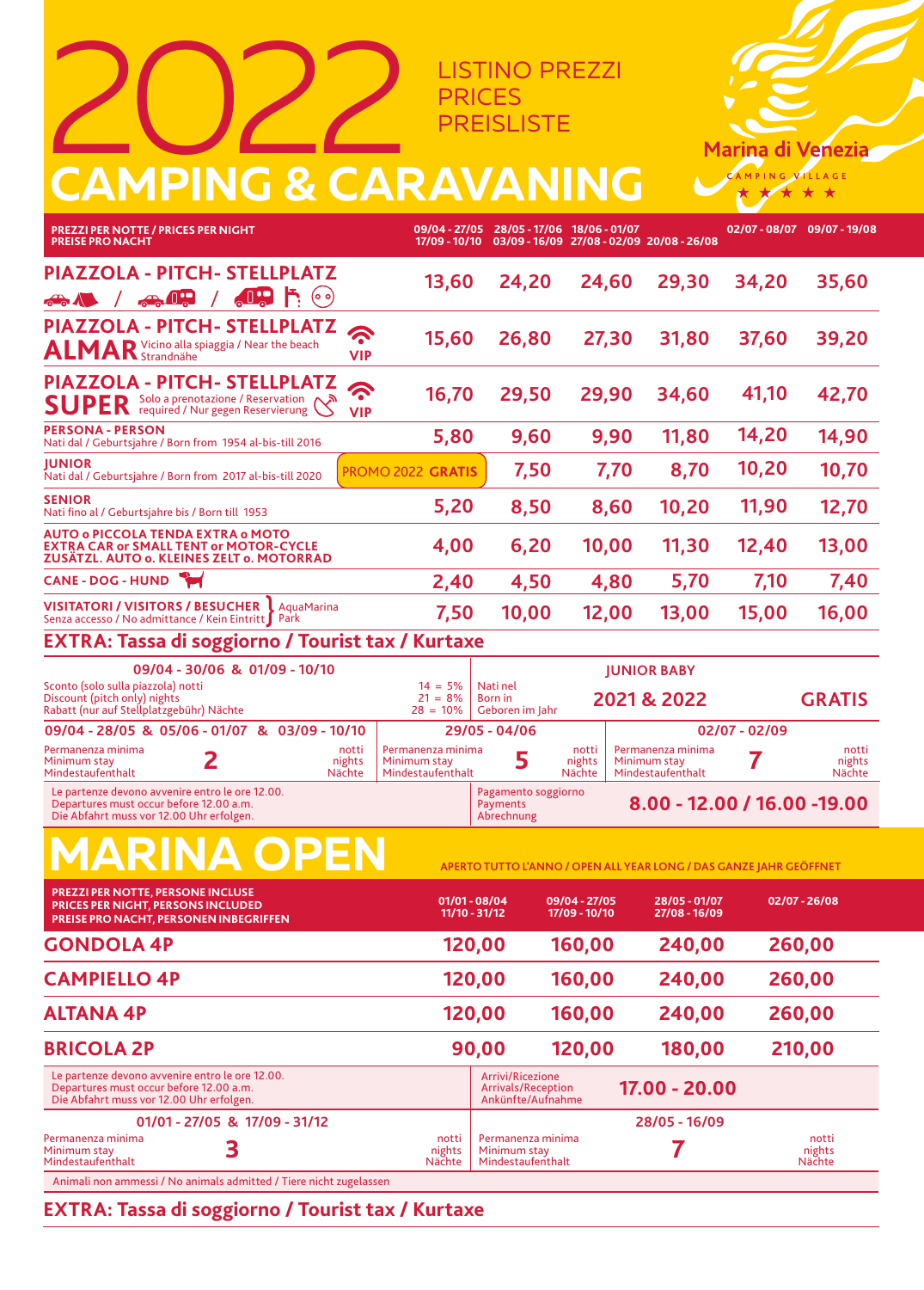# 2022

LISTINO PREZZI
PRICES
PREISLISTE

# CAMPING & CARAVANING

Marina di Venezia
CAMPING VILLAGE
★★★★★

| PREZZI PER NOTTE / PRICES PER NIGHT PREISE PRO NACHT | 09/04 - 27/05 17/09 - 10/10 | 28/05 - 17/06 03/09 - 16/09 | 18/06 - 01/07 27/08 - 02/09 | 20/08 - 26/08 | 02/07 - 08/07 | 09/07 - 19/08 |
|---|---|---|---|---|---|---|
| **PIAZZOLA - PITCH- STELLPLATZ** | 13,60 | 24,20 | 24,60 | 29,30 | 34,20 | 35,60 |
| **PIAZZOLA - PITCH- STELLPLATZ ALMAR** Vicino alla spiaggia / Near the beach Strandnähe VIP | 15,60 | 26,80 | 27,30 | 31,80 | 37,60 | 39,20 |
| **PIAZZOLA - PITCH- STELLPLATZ SUPER** Solo a prenotazione / Reservation required / Nur gegen Reservierung VIP | 16,70 | 29,50 | 29,90 | 34,60 | 41,10 | 42,70 |
| **PERSONA - PERSON** Nati dal / Geburtsjahre / Born from 1954 al-bis-till 2016 | 5,80 | 9,60 | 9,90 | 11,80 | 14,20 | 14,90 |
| **JUNIOR** Nati dal / Geburtsjahre / Born from 2017 al-bis-till 2020 | PROMO 2022 GRATIS | 7,50 | 7,70 | 8,70 | 10,20 | 10,70 |
| **SENIOR** Nati fino al / Geburtsjahre bis / Born till 1953 | 5,20 | 8,50 | 8,60 | 10,20 | 11,90 | 12,70 |
| **AUTO o PICCOLA TENDA EXTRA o MOTO EXTRA CAR or SMALL TENT or MOTOR-CYCLE ZUSÄTZL. AUTO o. KLEINES ZELT o. MOTORRAD** | 4,00 | 6,20 | 10,00 | 11,30 | 12,40 | 13,00 |
| **CANE - DOG - HUND** | 2,40 | 4,50 | 4,80 | 5,70 | 7,10 | 7,40 |
| **VISITATORI / VISITORS / BESUCHER** Senza accesso / No admittance / Kein Eintritt AquaMarina Park | 7,50 | 10,00 | 12,00 | 13,00 | 15,00 | 16,00 |

**EXTRA: Tassa di soggiorno / Tourist tax / Kurtaxe**

**09/04 - 30/06 & 01/09 - 10/10**

Sconto (solo sulla piazzola) notti
Discount (pitch only) nights
Rabatt (nur auf Stellplatzgebühr) Nächte

14 = 5%
21 = 8%
28 = 10%

**JUNIOR BABY**
Nati nel / Born in / Geboren im Jahr **2021 & 2022** **GRATIS**

| 09/04 - 28/05 & 05/06 - 01/07 & 03/09 - 10/10 | 29/05 - 04/06 | 02/07 - 02/09 |
|---|---|---|
| Permanenza minima / Minimum stay / Mindestaufenthalt **2** notti / nights / Nächte | Permanenza minima / Minimum stay / Mindestaufenthalt **5** notti / nights / Nächte | Permanenza minima / Minimum stay / Mindestaufenthalt **7** notti / nights / Nächte |

Le partenze devono avvenire entro le ore 12.00.
Departures must occur before 12.00 a.m.
Die Abfahrt muss vor 12.00 Uhr erfolgen.

Pagamento soggiorno / Payments / Abrechnung **8.00 - 12.00 / 16.00 -19.00**

# MARINA OPEN

APERTO TUTTO L'ANNO / OPEN ALL YEAR LONG / DAS GANZE JAHR GEÖFFNET

| PREZZI PER NOTTE, PERSONE INCLUSE PRICES PER NIGHT, PERSONS INCLUDED PREISE PRO NACHT, PERSONEN INBEGRIFFEN | 01/01 - 08/04 11/10 - 31/12 | 09/04 - 27/05 17/09 - 10/10 | 28/05 - 01/07 27/08 - 16/09 | 02/07 - 26/08 |
|---|---|---|---|---|
| **GONDOLA 4P** | 120,00 | 160,00 | 240,00 | 260,00 |
| **CAMPIELLO 4P** | 120,00 | 160,00 | 240,00 | 260,00 |
| **ALTANA 4P** | 120,00 | 160,00 | 240,00 | 260,00 |
| **BRICOLA 2P** | 90,00 | 120,00 | 180,00 | 210,00 |

Le partenze devono avvenire entro le ore 12.00.
Departures must occur before 12.00 a.m.
Die Abfahrt muss vor 12.00 Uhr erfolgen.

Arrivi/Ricezione / Arrivals/Reception / Ankünfte/Aufnahme **17.00 - 20.00**

| 01/01 - 27/05 & 17/09 - 31/12 | 28/05 - 16/09 |
|---|---|
| Permanenza minima / Minimum stay / Mindestaufenthalt **3** notti / nights / Nächte | Permanenza minima / Minimum stay / Mindestaufenthalt **7** notti / nights / Nächte |

Animali non ammessi / No animals admitted / Tiere nicht zugelassen

**EXTRA: Tassa di soggiorno / Tourist tax / Kurtaxe**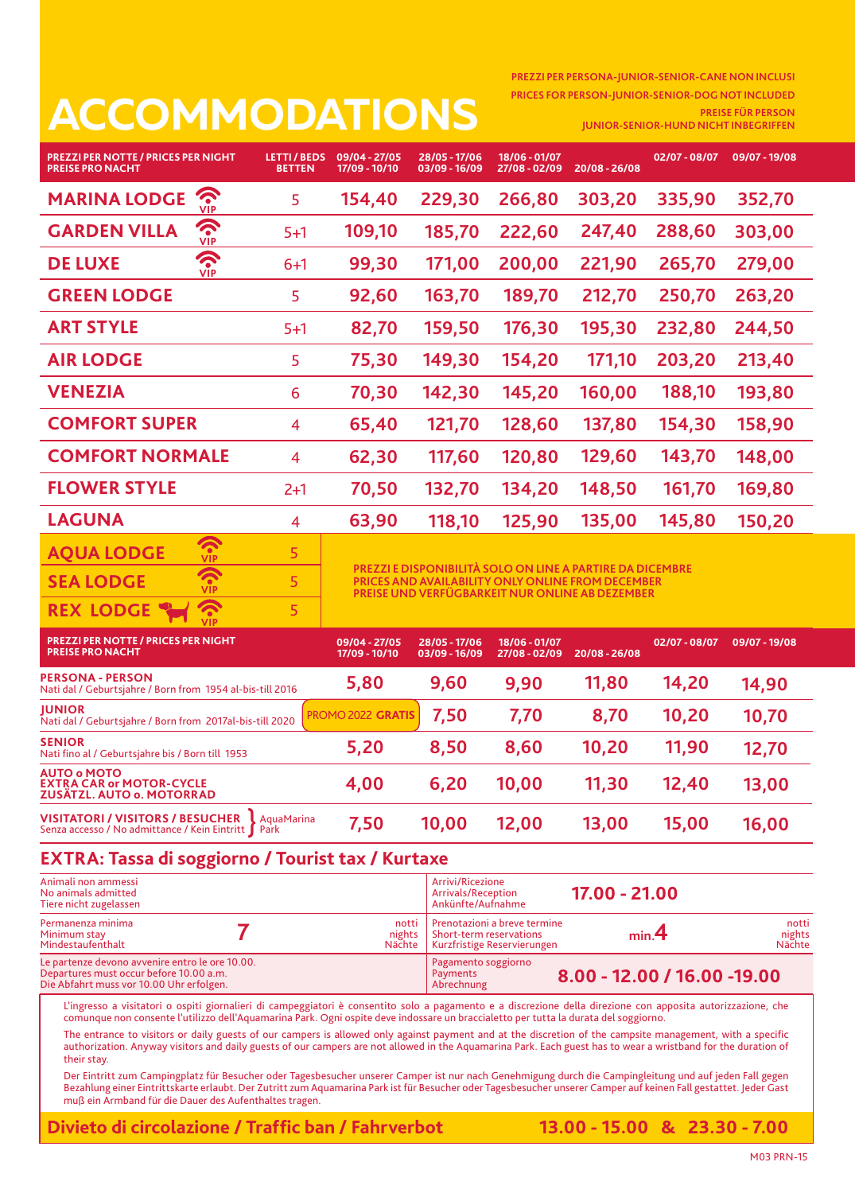# ACCOMMODATIONS

PREZZI PER PERSONA-JUNIOR-SENIOR-CANE NON INCLUSI
PRICES FOR PERSON-JUNIOR-SENIOR-DOG NOT INCLUDED
PREISE FÜR PERSON
JUNIOR-SENIOR-HUND NICHT INBEGRIFFEN

| PREZZI PER NOTTE / PRICES PER NIGHT / PREISE PRO NACHT | LETTI / BEDS / BETTEN | 09/04 - 27/05 / 17/09 - 10/10 | 28/05 - 17/06 / 03/09 - 16/09 | 18/06 - 01/07 / 27/08 - 02/09 | 20/08 - 26/08 | 02/07 - 08/07 | 09/07 - 19/08 |
|---|---|---|---|---|---|---|---|
| MARINA LODGE (VIP) | 5 | 154,40 | 229,30 | 266,80 | 303,20 | 335,90 | 352,70 |
| GARDEN VILLA (VIP) | 5+1 | 109,10 | 185,70 | 222,60 | 247,40 | 288,60 | 303,00 |
| DE LUXE (VIP) | 6+1 | 99,30 | 171,00 | 200,00 | 221,90 | 265,70 | 279,00 |
| GREEN LODGE | 5 | 92,60 | 163,70 | 189,70 | 212,70 | 250,70 | 263,20 |
| ART STYLE | 5+1 | 82,70 | 159,50 | 176,30 | 195,30 | 232,80 | 244,50 |
| AIR LODGE | 5 | 75,30 | 149,30 | 154,20 | 171,10 | 203,20 | 213,40 |
| VENEZIA | 6 | 70,30 | 142,30 | 145,20 | 160,00 | 188,10 | 193,80 |
| COMFORT SUPER | 4 | 65,40 | 121,70 | 128,60 | 137,80 | 154,30 | 158,90 |
| COMFORT NORMALE | 4 | 62,30 | 117,60 | 120,80 | 129,60 | 143,70 | 148,00 |
| FLOWER STYLE | 2+1 | 70,50 | 132,70 | 134,20 | 148,50 | 161,70 | 169,80 |
| LAGUNA | 4 | 63,90 | 118,10 | 125,90 | 135,00 | 145,80 | 150,20 |
| AQUA LODGE (VIP) | 5 | PREZZI E DISPONIBILITÀ SOLO ON LINE A PARTIRE DA DICEMBRE / PRICES AND AVAILABILITY ONLY ONLINE FROM DECEMBER / PREISE UND VERFÜGBARKEIT NUR ONLINE AB DEZEMBER | | | | | |
| SEA LODGE (VIP) | 5 | | | | | | |
| REX LODGE (VIP) | 5 | | | | | | |

| PREZZI PER NOTTE / PRICES PER NIGHT / PREISE PRO NACHT | 09/04 - 27/05 / 17/09 - 10/10 | 28/05 - 17/06 / 03/09 - 16/09 | 18/06 - 01/07 / 27/08 - 02/09 | 20/08 - 26/08 | 02/07 - 08/07 | 09/07 - 19/08 |
|---|---|---|---|---|---|---|
| **PERSONA - PERSON** Nati dal / Geburtsjahre / Born from 1954 al-bis-till 2016 | 5,80 | 9,60 | 9,90 | 11,80 | 14,20 | 14,90 |
| **JUNIOR** Nati dal / Geburtsjahre / Born from 2017al-bis-till 2020 | PROMO 2022 **GRATIS** | 7,50 | 7,70 | 8,70 | 10,20 | 10,70 |
| **SENIOR** Nati fino al / Geburtsjahre bis / Born till 1953 | 5,20 | 8,50 | 8,60 | 10,20 | 11,90 | 12,70 |
| **AUTO o MOTO / EXTRA CAR or MOTOR-CYCLE / ZUSÄTZL. AUTO o. MOTORRAD** | 4,00 | 6,20 | 10,00 | 11,30 | 12,40 | 13,00 |
| **VISITATORI / VISITORS / BESUCHER** Senza accesso / No admittance / Kein Eintritt } AquaMarina Park | 7,50 | 10,00 | 12,00 | 13,00 | 15,00 | 16,00 |

## EXTRA: Tassa di soggiorno / Tourist tax / Kurtaxe

| | | | |
|---|---|---|---|
| Animali non ammessi / No animals admitted / Tiere nicht zugelassen | | Arrivi/Ricezione / Arrivals/Reception / Ankünfte/Aufnahme | 17.00 - 21.00 |
| Permanenza minima / Minimum stay / Mindestaufenthalt | 7 notti / nights / Nächte | Prenotazioni a breve termine / Short-term reservations / Kurzfristige Reservierungen | min. 4 notti / nights / Nächte |
| Le partenze devono avvenire entro le ore 10.00. / Departures must occur before 10.00 a.m. / Die Abfahrt muss vor 10.00 Uhr erfolgen. | | Pagamento soggiorno / Payments / Abrechnung | 8.00 - 12.00 / 16.00 -19.00 |

L'ingresso a visitatori o ospiti giornalieri di campeggiatori è consentito solo a pagamento e a discrezione della direzione con apposita autorizzazione, che comunque non consente l'utilizzo dell'Aquamarina Park. Ogni ospite deve indossare un braccialetto per tutta la durata del soggiorno.

The entrance to visitors or daily guests of our campers is allowed only against payment and at the discretion of the campsite management, with a specific authorization. Anyway visitors and daily guests of our campers are not allowed in the Aquamarina Park. Each guest has to wear a wristband for the duration of their stay.

Der Eintritt zum Campingplatz für Besucher oder Tagesbesucher unserer Camper ist nur nach Genehmigung durch die Campingleitung und auf jeden Fall gegen Bezahlung einer Eintrittskarte erlaubt. Der Zutritt zum Aquamarina Park ist für Besucher oder Tagesbesucher unserer Camper auf keinen Fall gestattet. Jeder Gast muß ein Armband für die Dauer des Aufenthaltes tragen.

**Divieto di circolazione / Traffic ban / Fahrverbot** 13.00 - 15.00 & 23.30 - 7.00

M03 PRN-15